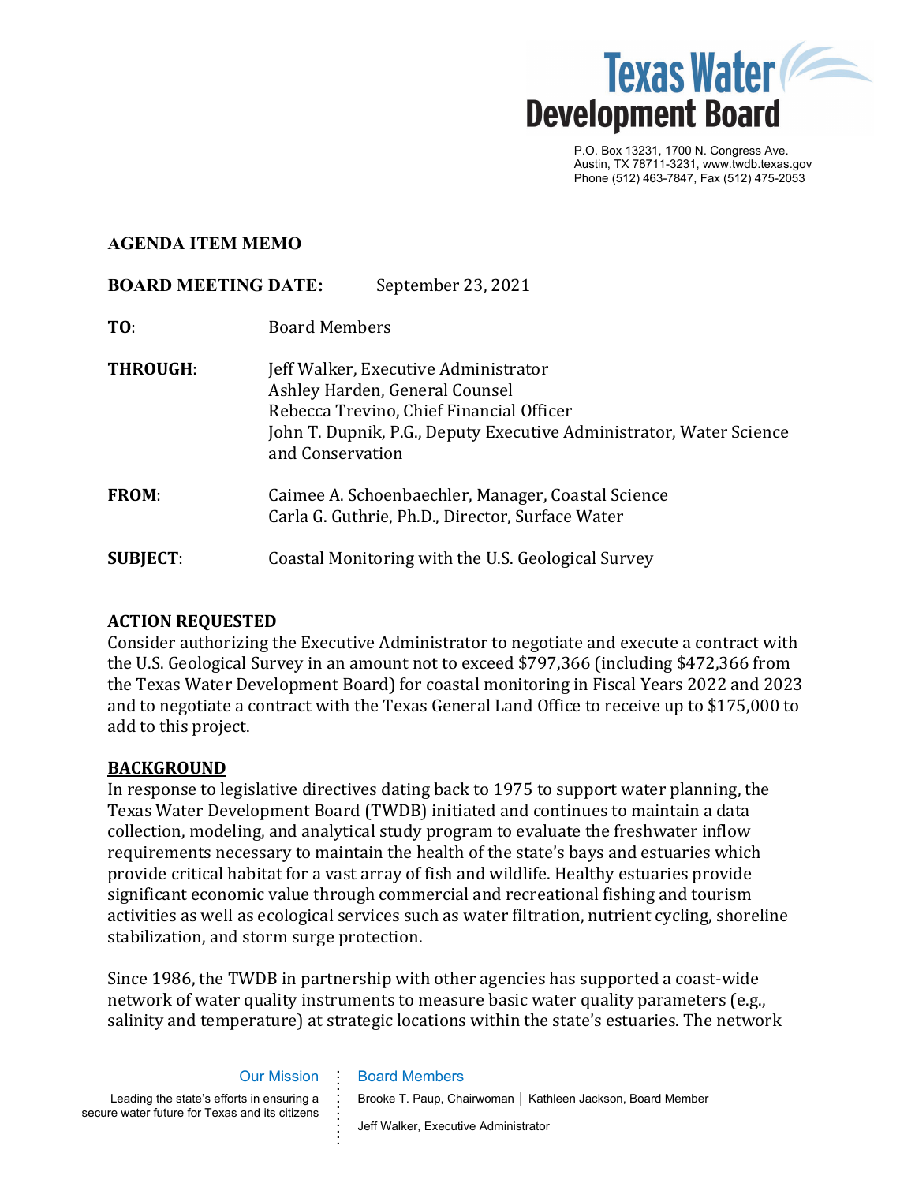Texas Water Development Board

P.O. Box 13231, 1700 N. Congress Ave.
Austin, TX 78711-3231, www.twdb.texas.gov
Phone (512) 463-7847, Fax (512) 475-2053

**AGENDA ITEM MEMO**

**BOARD MEETING DATE:** September 23, 2021

**TO:** Board Members

**THROUGH:** Jeff Walker, Executive Administrator
Ashley Harden, General Counsel
Rebecca Trevino, Chief Financial Officer
John T. Dupnik, P.G., Deputy Executive Administrator, Water Science and Conservation

**FROM:** Caimee A. Schoenbaechler, Manager, Coastal Science
Carla G. Guthrie, Ph.D., Director, Surface Water

**SUBJECT:** Coastal Monitoring with the U.S. Geological Survey

## ACTION REQUESTED

Consider authorizing the Executive Administrator to negotiate and execute a contract with the U.S. Geological Survey in an amount not to exceed $797,366 (including $472,366 from the Texas Water Development Board) for coastal monitoring in Fiscal Years 2022 and 2023 and to negotiate a contract with the Texas General Land Office to receive up to $175,000 to add to this project.

## BACKGROUND

In response to legislative directives dating back to 1975 to support water planning, the Texas Water Development Board (TWDB) initiated and continues to maintain a data collection, modeling, and analytical study program to evaluate the freshwater inflow requirements necessary to maintain the health of the state's bays and estuaries which provide critical habitat for a vast array of fish and wildlife. Healthy estuaries provide significant economic value through commercial and recreational fishing and tourism activities as well as ecological services such as water filtration, nutrient cycling, shoreline stabilization, and storm surge protection.

Since 1986, the TWDB in partnership with other agencies has supported a coast-wide network of water quality instruments to measure basic water quality parameters (e.g., salinity and temperature) at strategic locations within the state's estuaries. The network

Our Mission

Leading the state's efforts in ensuring a secure water future for Texas and its citizens

Board Members

Brooke T. Paup, Chairwoman | Kathleen Jackson, Board Member

Jeff Walker, Executive Administrator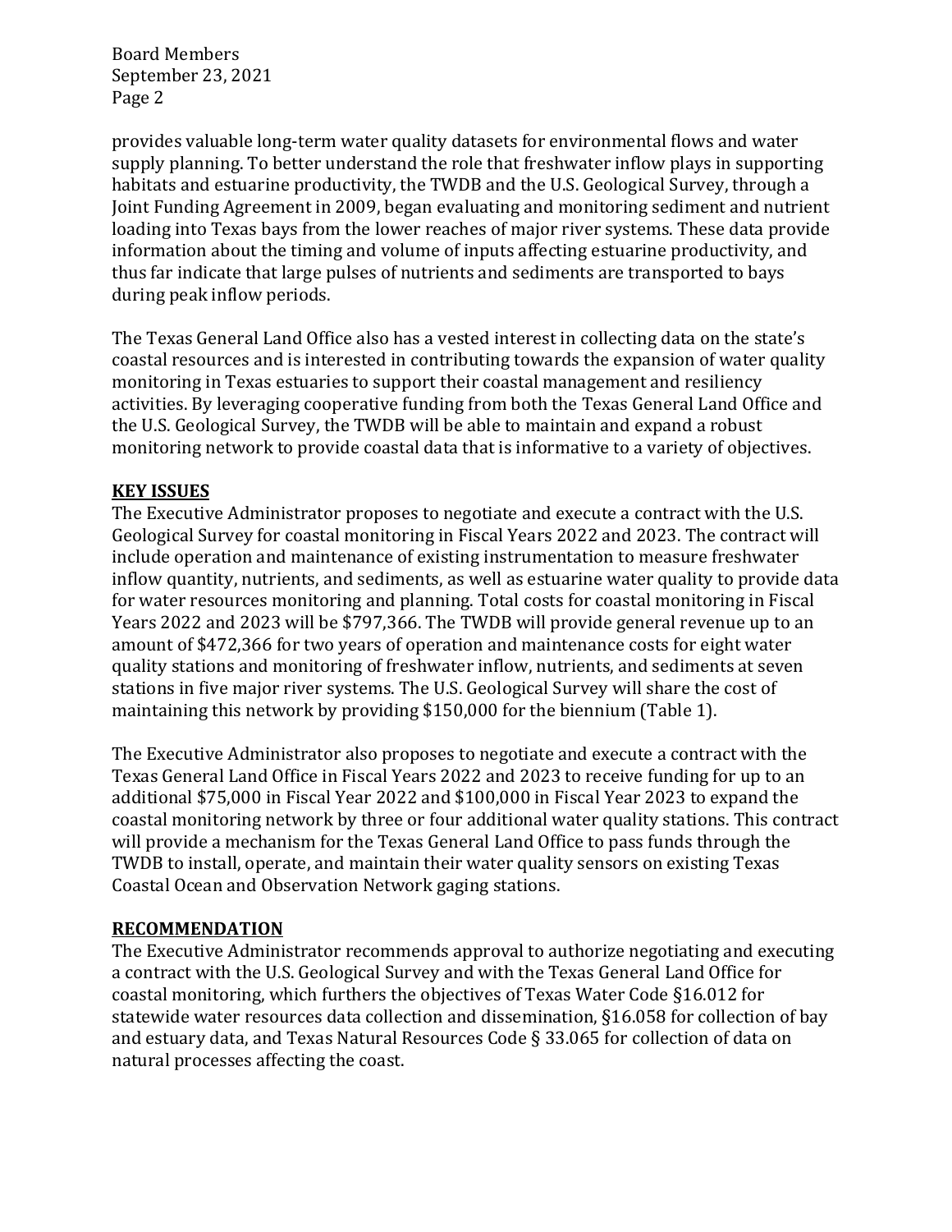provides valuable long-term water quality datasets for environmental flows and water supply planning. To better understand the role that freshwater inflow plays in supporting habitats and estuarine productivity, the TWDB and the U.S. Geological Survey, through a Joint Funding Agreement in 2009, began evaluating and monitoring sediment and nutrient loading into Texas bays from the lower reaches of major river systems. These data provide information about the timing and volume of inputs affecting estuarine productivity, and thus far indicate that large pulses of nutrients and sediments are transported to bays during peak inflow periods.

The Texas General Land Office also has a vested interest in collecting data on the state's coastal resources and is interested in contributing towards the expansion of water quality monitoring in Texas estuaries to support their coastal management and resiliency activities. By leveraging cooperative funding from both the Texas General Land Office and the U.S. Geological Survey, the TWDB will be able to maintain and expand a robust monitoring network to provide coastal data that is informative to a variety of objectives.

**KEY ISSUES**

The Executive Administrator proposes to negotiate and execute a contract with the U.S. Geological Survey for coastal monitoring in Fiscal Years 2022 and 2023. The contract will include operation and maintenance of existing instrumentation to measure freshwater inflow quantity, nutrients, and sediments, as well as estuarine water quality to provide data for water resources monitoring and planning. Total costs for coastal monitoring in Fiscal Years 2022 and 2023 will be $797,366. The TWDB will provide general revenue up to an amount of $472,366 for two years of operation and maintenance costs for eight water quality stations and monitoring of freshwater inflow, nutrients, and sediments at seven stations in five major river systems. The U.S. Geological Survey will share the cost of maintaining this network by providing $150,000 for the biennium (Table 1).

The Executive Administrator also proposes to negotiate and execute a contract with the Texas General Land Office in Fiscal Years 2022 and 2023 to receive funding for up to an additional $75,000 in Fiscal Year 2022 and $100,000 in Fiscal Year 2023 to expand the coastal monitoring network by three or four additional water quality stations. This contract will provide a mechanism for the Texas General Land Office to pass funds through the TWDB to install, operate, and maintain their water quality sensors on existing Texas Coastal Ocean and Observation Network gaging stations.

**RECOMMENDATION**

The Executive Administrator recommends approval to authorize negotiating and executing a contract with the U.S. Geological Survey and with the Texas General Land Office for coastal monitoring, which furthers the objectives of Texas Water Code §16.012 for statewide water resources data collection and dissemination, §16.058 for collection of bay and estuary data, and Texas Natural Resources Code § 33.065 for collection of data on natural processes affecting the coast.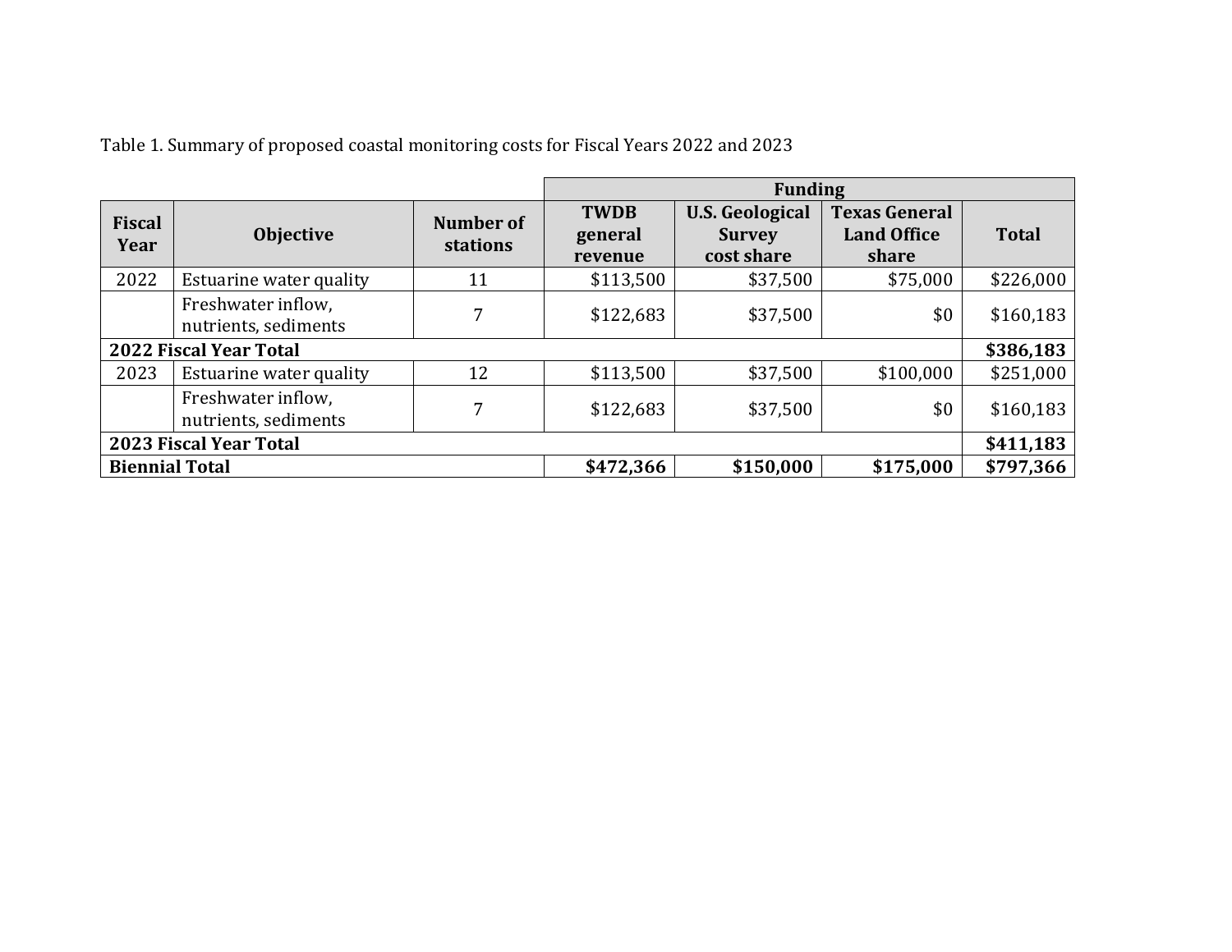Table 1. Summary of proposed coastal monitoring costs for Fiscal Years 2022 and 2023

| | | | Funding | | | |
|---|---|---|---|---|---|---|
| **Fiscal Year** | **Objective** | **Number of stations** | **TWDB general revenue** | **U.S. Geological Survey cost share** | **Texas General Land Office share** | **Total** |
| 2022 | Estuarine water quality | 11 | $113,500 | $37,500 | $75,000 | $226,000 |
| | Freshwater inflow, nutrients, sediments | 7 | $122,683 | $37,500 | $0 | $160,183 |
| **2022 Fiscal Year Total** | | | | | | **$386,183** |
| 2023 | Estuarine water quality | 12 | $113,500 | $37,500 | $100,000 | $251,000 |
| | Freshwater inflow, nutrients, sediments | 7 | $122,683 | $37,500 | $0 | $160,183 |
| **2023 Fiscal Year Total** | | | | | | **$411,183** |
| **Biennial Total** | | | **$472,366** | **$150,000** | **$175,000** | **$797,366** |